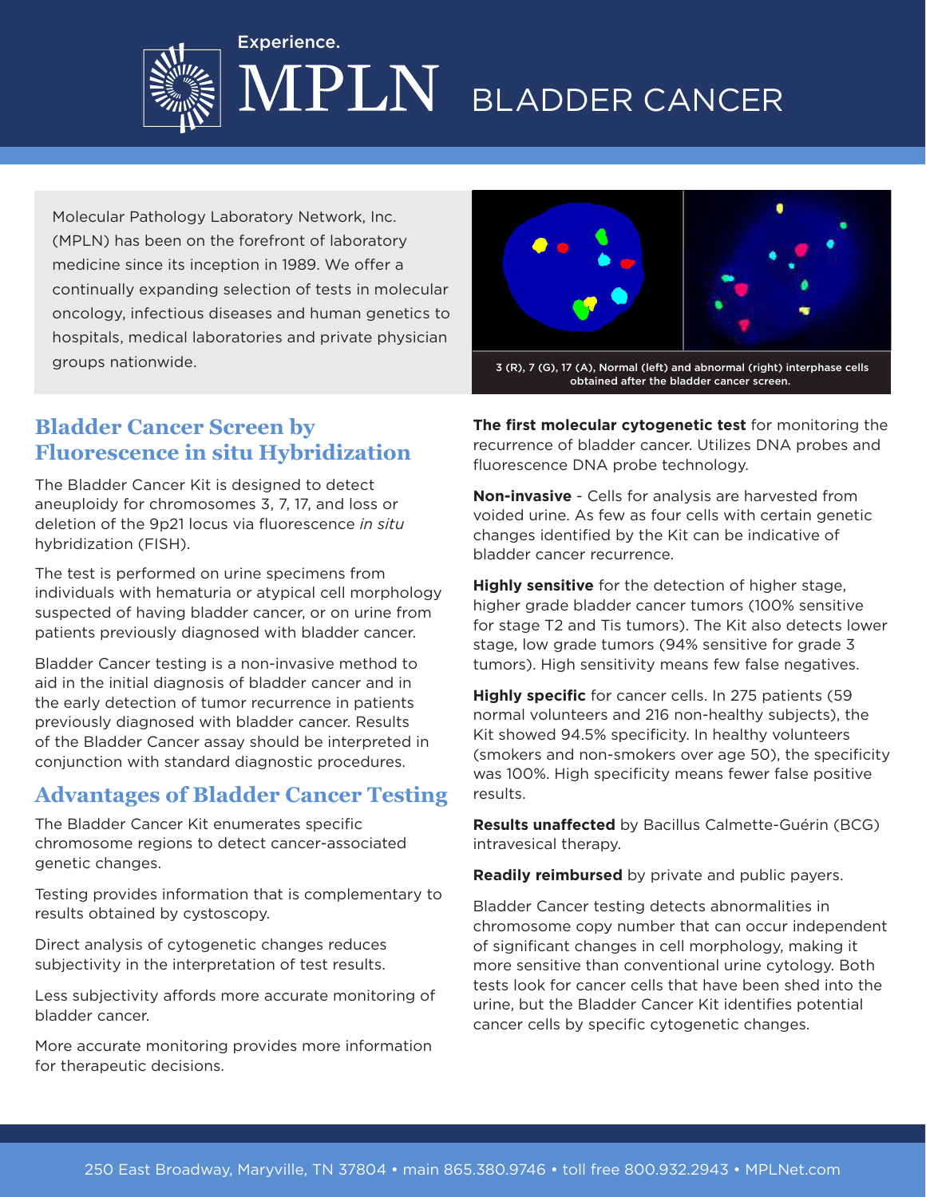Experience.

# MPLN BLADDER CANCER

Molecular Pathology Laboratory Network, Inc. (MPLN) has been on the forefront of laboratory medicine since its inception in 1989. We offer a continually expanding selection of tests in molecular oncology, infectious diseases and human genetics to hospitals, medical laboratories and private physician groups nationwide.

3 (R), 7 (G), 17 (A), Normal (left) and abnormal (right) interphase cells obtained after the bladder cancer screen.

## Bladder Cancer Screen by Fluorescence in situ Hybridization

The Bladder Cancer Kit is designed to detect aneuploidy for chromosomes 3, 7, 17, and loss or deletion of the 9p21 locus via fluorescence *in situ* hybridization (FISH).

The test is performed on urine specimens from individuals with hematuria or atypical cell morphology suspected of having bladder cancer, or on urine from patients previously diagnosed with bladder cancer.

Bladder Cancer testing is a non-invasive method to aid in the initial diagnosis of bladder cancer and in the early detection of tumor recurrence in patients previously diagnosed with bladder cancer. Results of the Bladder Cancer assay should be interpreted in conjunction with standard diagnostic procedures.

## Advantages of Bladder Cancer Testing

The Bladder Cancer Kit enumerates specific chromosome regions to detect cancer-associated genetic changes.

Testing provides information that is complementary to results obtained by cystoscopy.

Direct analysis of cytogenetic changes reduces subjectivity in the interpretation of test results.

Less subjectivity affords more accurate monitoring of bladder cancer.

More accurate monitoring provides more information for therapeutic decisions.

**The first molecular cytogenetic test** for monitoring the recurrence of bladder cancer. Utilizes DNA probes and fluorescence DNA probe technology.

**Non-invasive** - Cells for analysis are harvested from voided urine. As few as four cells with certain genetic changes identified by the Kit can be indicative of bladder cancer recurrence.

**Highly sensitive** for the detection of higher stage, higher grade bladder cancer tumors (100% sensitive for stage T2 and Tis tumors). The Kit also detects lower stage, low grade tumors (94% sensitive for grade 3 tumors). High sensitivity means few false negatives.

**Highly specific** for cancer cells. In 275 patients (59 normal volunteers and 216 non-healthy subjects), the Kit showed 94.5% specificity. In healthy volunteers (smokers and non-smokers over age 50), the specificity was 100%. High specificity means fewer false positive results.

**Results unaffected** by Bacillus Calmette-Guérin (BCG) intravesical therapy.

**Readily reimbursed** by private and public payers.

Bladder Cancer testing detects abnormalities in chromosome copy number that can occur independent of significant changes in cell morphology, making it more sensitive than conventional urine cytology. Both tests look for cancer cells that have been shed into the urine, but the Bladder Cancer Kit identifies potential cancer cells by specific cytogenetic changes.

250 East Broadway, Maryville, TN 37804 • main 865.380.9746 • toll free 800.932.2943 • MPLNet.com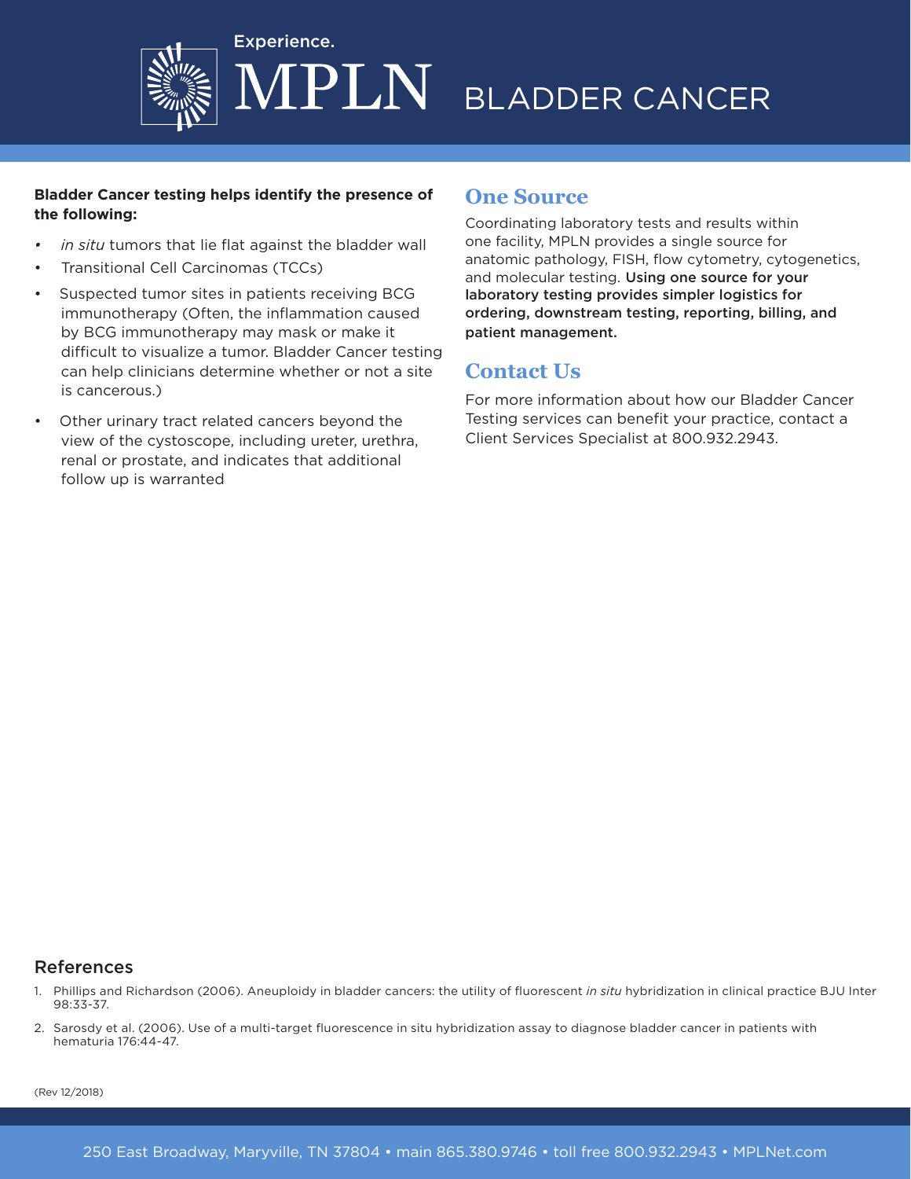# Experience. MPLN BLADDER CANCER

**Bladder Cancer testing helps identify the presence of the following:**

- *in situ* tumors that lie flat against the bladder wall
- Transitional Cell Carcinomas (TCCs)
- Suspected tumor sites in patients receiving BCG immunotherapy (Often, the inflammation caused by BCG immunotherapy may mask or make it difficult to visualize a tumor. Bladder Cancer testing can help clinicians determine whether or not a site is cancerous.)
- Other urinary tract related cancers beyond the view of the cystoscope, including ureter, urethra, renal or prostate, and indicates that additional follow up is warranted

## One Source

Coordinating laboratory tests and results within one facility, MPLN provides a single source for anatomic pathology, FISH, flow cytometry, cytogenetics, and molecular testing. **Using one source for your laboratory testing provides simpler logistics for ordering, downstream testing, reporting, billing, and patient management.**

## Contact Us

For more information about how our Bladder Cancer Testing services can benefit your practice, contact a Client Services Specialist at 800.932.2943.

## References

1. Phillips and Richardson (2006). Aneuploidy in bladder cancers: the utility of fluorescent *in situ* hybridization in clinical practice BJU Inter 98:33-37.
2. Sarosdy et al. (2006). Use of a multi-target fluorescence in situ hybridization assay to diagnose bladder cancer in patients with hematuria 176:44-47.

(Rev 12/2018)

250 East Broadway, Maryville, TN 37804 • main 865.380.9746 • toll free 800.932.2943 • MPLNet.com